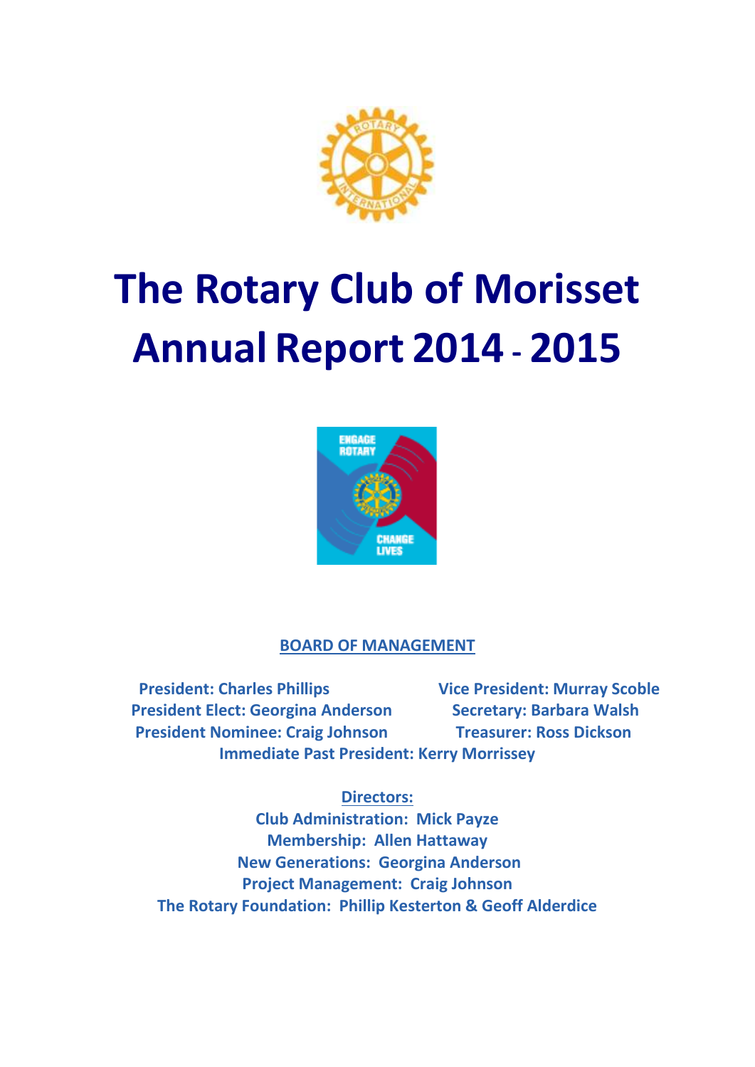# The Rotary Club of Morisset Annual Report 2014 - 2015

**BOARD OF MANAGEMENT**

**President: Charles Phillips**
**Vice President: Murray Scoble**
**President Elect: Georgina Anderson**
**Secretary: Barbara Walsh**
**President Nominee: Craig Johnson**
**Treasurer: Ross Dickson**
**Immediate Past President: Kerry Morrissey**

**Directors:**

**Club Administration: Mick Payze**
**Membership: Allen Hattaway**
**New Generations: Georgina Anderson**
**Project Management: Craig Johnson**
**The Rotary Foundation: Phillip Kesterton & Geoff Alderdice**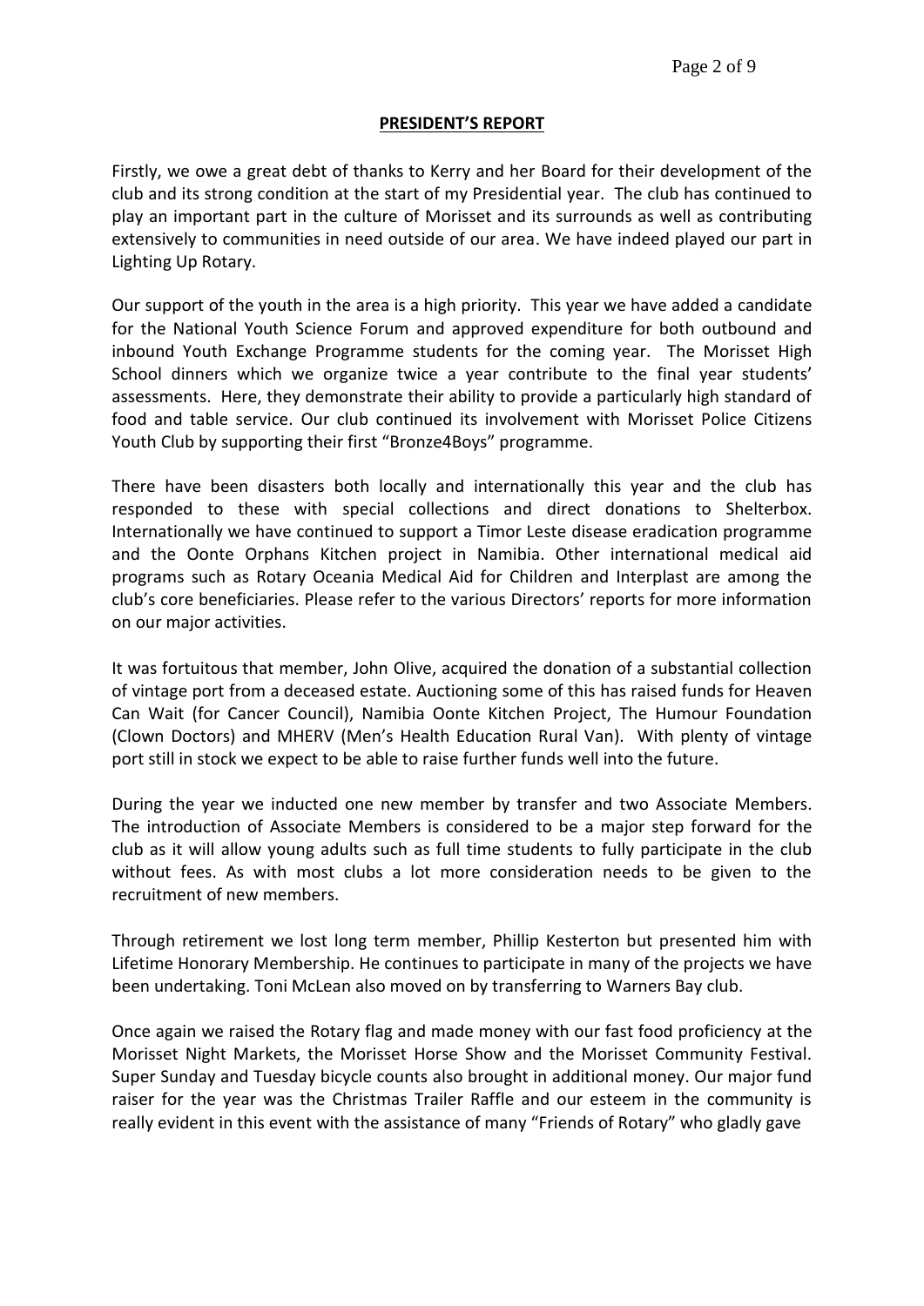## PRESIDENT'S REPORT

Firstly, we owe a great debt of thanks to Kerry and her Board for their development of the club and its strong condition at the start of my Presidential year. The club has continued to play an important part in the culture of Morisset and its surrounds as well as contributing extensively to communities in need outside of our area. We have indeed played our part in Lighting Up Rotary.

Our support of the youth in the area is a high priority. This year we have added a candidate for the National Youth Science Forum and approved expenditure for both outbound and inbound Youth Exchange Programme students for the coming year. The Morisset High School dinners which we organize twice a year contribute to the final year students' assessments. Here, they demonstrate their ability to provide a particularly high standard of food and table service. Our club continued its involvement with Morisset Police Citizens Youth Club by supporting their first "Bronze4Boys" programme.

There have been disasters both locally and internationally this year and the club has responded to these with special collections and direct donations to Shelterbox. Internationally we have continued to support a Timor Leste disease eradication programme and the Oonte Orphans Kitchen project in Namibia. Other international medical aid programs such as Rotary Oceania Medical Aid for Children and Interplast are among the club's core beneficiaries. Please refer to the various Directors' reports for more information on our major activities.

It was fortuitous that member, John Olive, acquired the donation of a substantial collection of vintage port from a deceased estate. Auctioning some of this has raised funds for Heaven Can Wait (for Cancer Council), Namibia Oonte Kitchen Project, The Humour Foundation (Clown Doctors) and MHERV (Men's Health Education Rural Van). With plenty of vintage port still in stock we expect to be able to raise further funds well into the future.

During the year we inducted one new member by transfer and two Associate Members. The introduction of Associate Members is considered to be a major step forward for the club as it will allow young adults such as full time students to fully participate in the club without fees. As with most clubs a lot more consideration needs to be given to the recruitment of new members.

Through retirement we lost long term member, Phillip Kesterton but presented him with Lifetime Honorary Membership. He continues to participate in many of the projects we have been undertaking. Toni McLean also moved on by transferring to Warners Bay club.

Once again we raised the Rotary flag and made money with our fast food proficiency at the Morisset Night Markets, the Morisset Horse Show and the Morisset Community Festival. Super Sunday and Tuesday bicycle counts also brought in additional money. Our major fund raiser for the year was the Christmas Trailer Raffle and our esteem in the community is really evident in this event with the assistance of many "Friends of Rotary" who gladly gave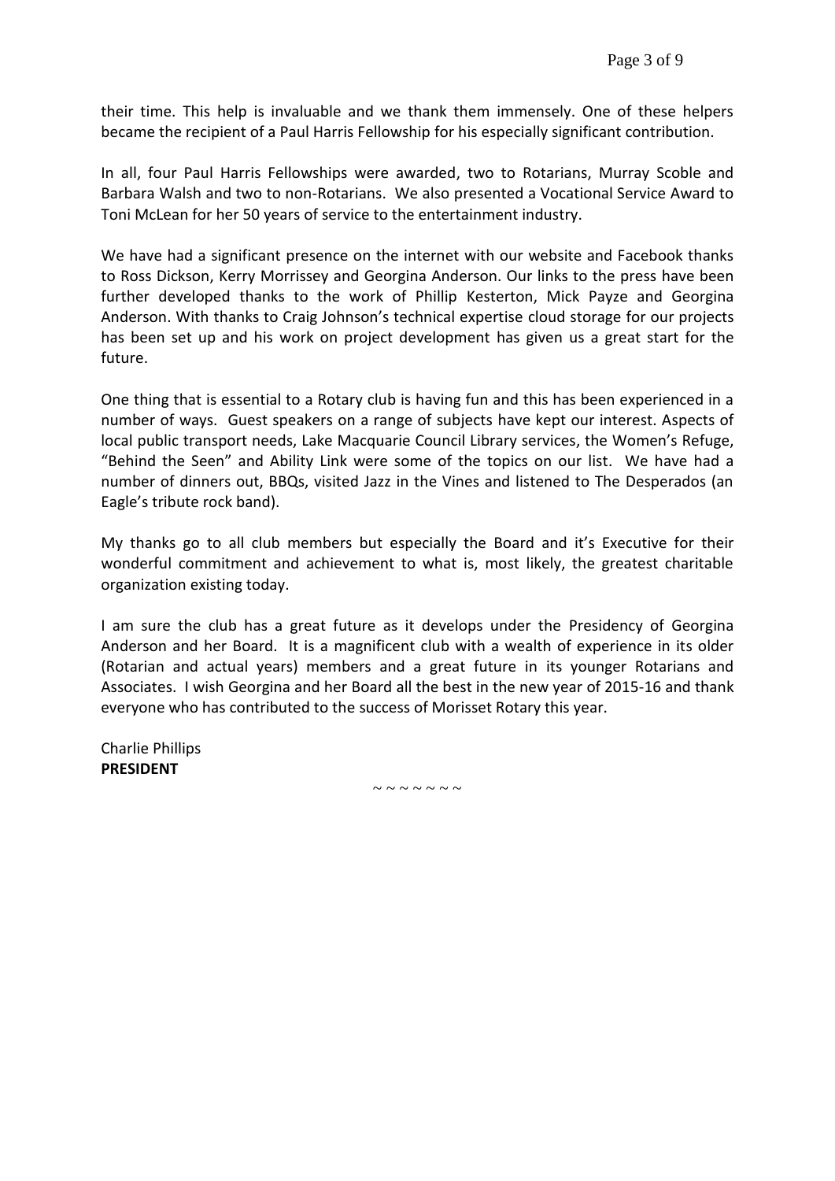their time. This help is invaluable and we thank them immensely. One of these helpers became the recipient of a Paul Harris Fellowship for his especially significant contribution.

In all, four Paul Harris Fellowships were awarded, two to Rotarians, Murray Scoble and Barbara Walsh and two to non-Rotarians. We also presented a Vocational Service Award to Toni McLean for her 50 years of service to the entertainment industry.

We have had a significant presence on the internet with our website and Facebook thanks to Ross Dickson, Kerry Morrissey and Georgina Anderson. Our links to the press have been further developed thanks to the work of Phillip Kesterton, Mick Payze and Georgina Anderson. With thanks to Craig Johnson's technical expertise cloud storage for our projects has been set up and his work on project development has given us a great start for the future.

One thing that is essential to a Rotary club is having fun and this has been experienced in a number of ways. Guest speakers on a range of subjects have kept our interest. Aspects of local public transport needs, Lake Macquarie Council Library services, the Women's Refuge, "Behind the Seen" and Ability Link were some of the topics on our list. We have had a number of dinners out, BBQs, visited Jazz in the Vines and listened to The Desperados (an Eagle's tribute rock band).

My thanks go to all club members but especially the Board and it's Executive for their wonderful commitment and achievement to what is, most likely, the greatest charitable organization existing today.

I am sure the club has a great future as it develops under the Presidency of Georgina Anderson and her Board. It is a magnificent club with a wealth of experience in its older (Rotarian and actual years) members and a great future in its younger Rotarians and Associates. I wish Georgina and her Board all the best in the new year of 2015-16 and thank everyone who has contributed to the success of Morisset Rotary this year.

Charlie Phillips
**PRESIDENT**

~ ~ ~ ~ ~ ~ ~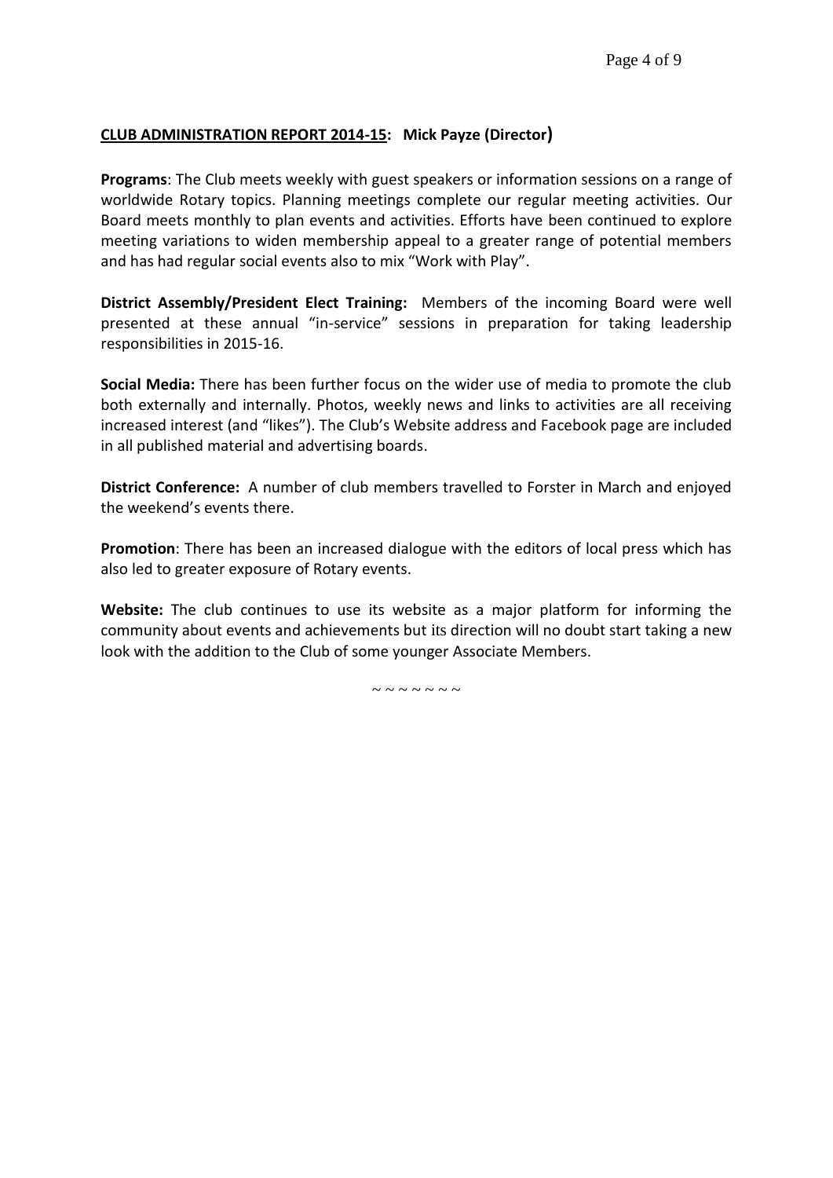## **CLUB ADMINISTRATION REPORT 2014-15: Mick Payze (Director)**

**Programs**: The Club meets weekly with guest speakers or information sessions on a range of worldwide Rotary topics. Planning meetings complete our regular meeting activities. Our Board meets monthly to plan events and activities. Efforts have been continued to explore meeting variations to widen membership appeal to a greater range of potential members and has had regular social events also to mix "Work with Play".

**District Assembly/President Elect Training:** Members of the incoming Board were well presented at these annual "in-service" sessions in preparation for taking leadership responsibilities in 2015-16.

**Social Media:** There has been further focus on the wider use of media to promote the club both externally and internally. Photos, weekly news and links to activities are all receiving increased interest (and "likes"). The Club's Website address and Facebook page are included in all published material and advertising boards.

**District Conference:** A number of club members travelled to Forster in March and enjoyed the weekend's events there.

**Promotion**: There has been an increased dialogue with the editors of local press which has also led to greater exposure of Rotary events.

**Website:** The club continues to use its website as a major platform for informing the community about events and achievements but its direction will no doubt start taking a new look with the addition to the Club of some younger Associate Members.

~ ~ ~ ~ ~ ~ ~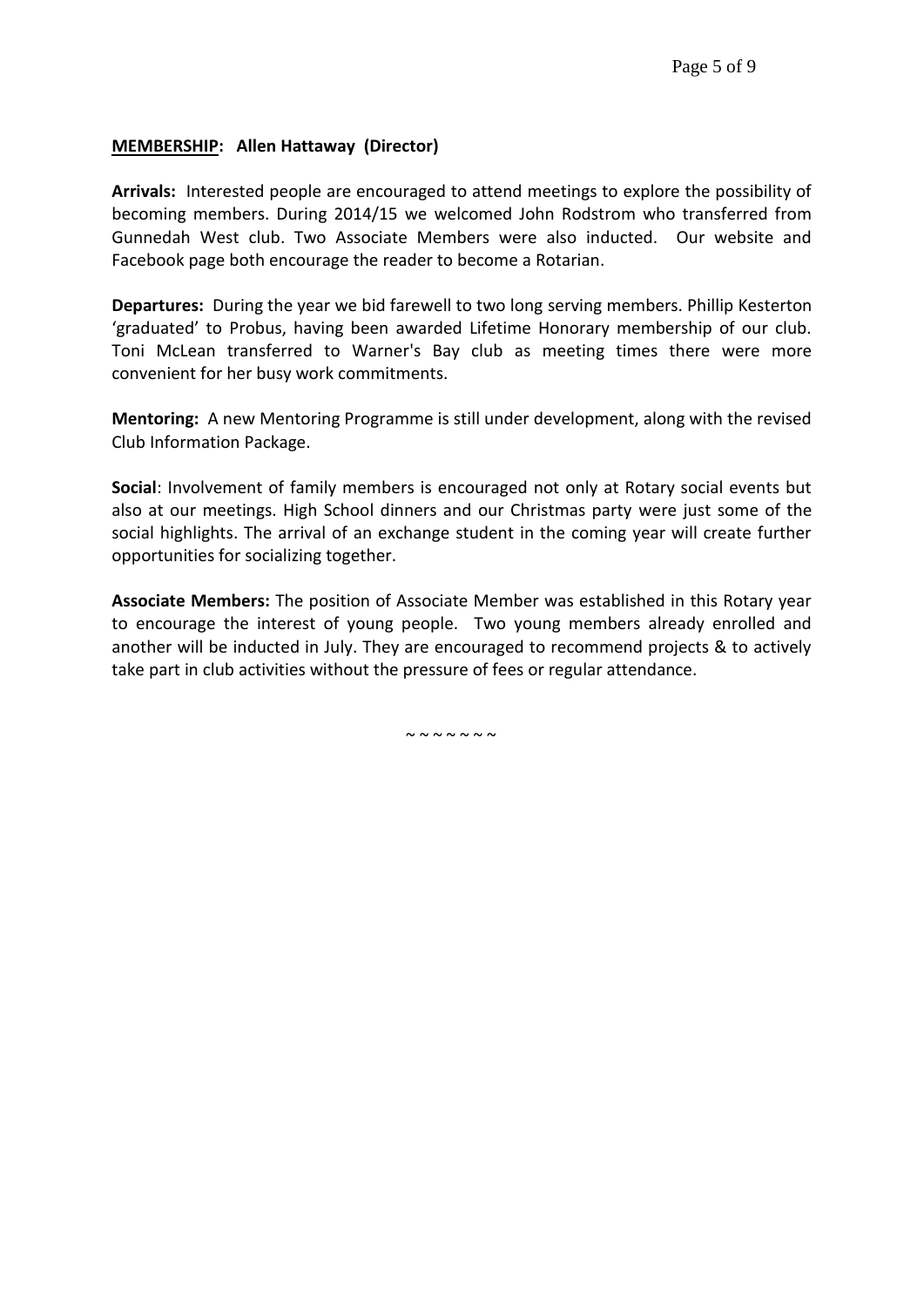## <u>MEMBERSHIP</u>: Allen Hattaway (Director)

**Arrivals:** Interested people are encouraged to attend meetings to explore the possibility of becoming members. During 2014/15 we welcomed John Rodstrom who transferred from Gunnedah West club. Two Associate Members were also inducted. Our website and Facebook page both encourage the reader to become a Rotarian.

**Departures:** During the year we bid farewell to two long serving members. Phillip Kesterton 'graduated' to Probus, having been awarded Lifetime Honorary membership of our club. Toni McLean transferred to Warner's Bay club as meeting times there were more convenient for her busy work commitments.

**Mentoring:** A new Mentoring Programme is still under development, along with the revised Club Information Package.

**Social**: Involvement of family members is encouraged not only at Rotary social events but also at our meetings. High School dinners and our Christmas party were just some of the social highlights. The arrival of an exchange student in the coming year will create further opportunities for socializing together.

**Associate Members:** The position of Associate Member was established in this Rotary year to encourage the interest of young people. Two young members already enrolled and another will be inducted in July. They are encouraged to recommend projects & to actively take part in club activities without the pressure of fees or regular attendance.

~ ~ ~ ~ ~ ~ ~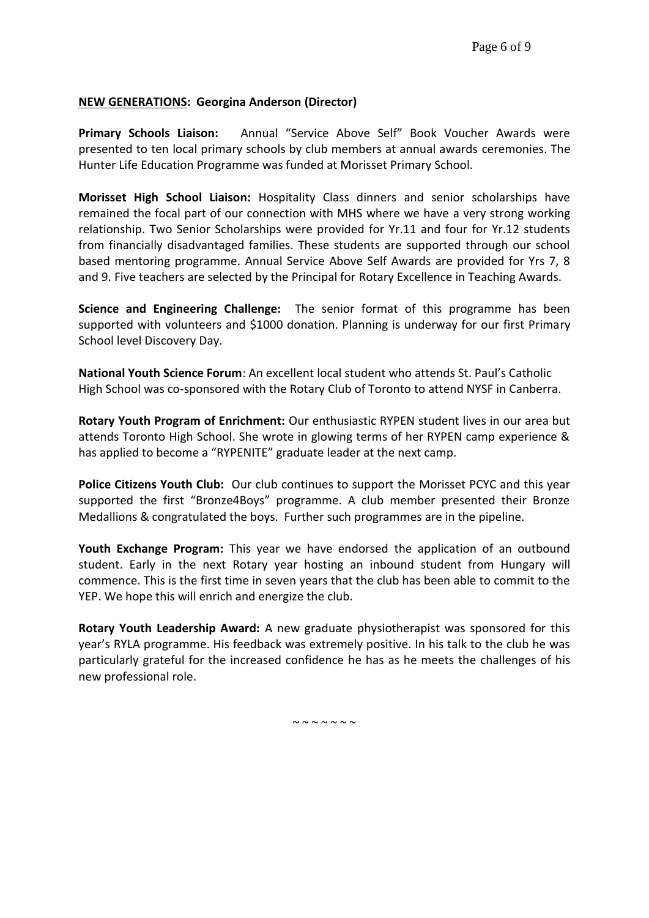**<u>NEW GENERATIONS</u>: Georgina Anderson (Director)**

**Primary Schools Liaison:** Annual "Service Above Self" Book Voucher Awards were presented to ten local primary schools by club members at annual awards ceremonies. The Hunter Life Education Programme was funded at Morisset Primary School.

**Morisset High School Liaison:** Hospitality Class dinners and senior scholarships have remained the focal part of our connection with MHS where we have a very strong working relationship. Two Senior Scholarships were provided for Yr.11 and four for Yr.12 students from financially disadvantaged families. These students are supported through our school based mentoring programme. Annual Service Above Self Awards are provided for Yrs 7, 8 and 9. Five teachers are selected by the Principal for Rotary Excellence in Teaching Awards.

**Science and Engineering Challenge:** The senior format of this programme has been supported with volunteers and $1000 donation. Planning is underway for our first Primary School level Discovery Day.

**National Youth Science Forum**: An excellent local student who attends St. Paul's Catholic High School was co-sponsored with the Rotary Club of Toronto to attend NYSF in Canberra.

**Rotary Youth Program of Enrichment:** Our enthusiastic RYPEN student lives in our area but attends Toronto High School. She wrote in glowing terms of her RYPEN camp experience & has applied to become a "RYPENITE" graduate leader at the next camp.

**Police Citizens Youth Club:** Our club continues to support the Morisset PCYC and this year supported the first "Bronze4Boys" programme. A club member presented their Bronze Medallions & congratulated the boys. Further such programmes are in the pipeline.

**Youth Exchange Program:** This year we have endorsed the application of an outbound student. Early in the next Rotary year hosting an inbound student from Hungary will commence. This is the first time in seven years that the club has been able to commit to the YEP. We hope this will enrich and energize the club.

**Rotary Youth Leadership Award:** A new graduate physiotherapist was sponsored for this year's RYLA programme. His feedback was extremely positive. In his talk to the club he was particularly grateful for the increased confidence he has as he meets the challenges of his new professional role.

~ ~ ~ ~ ~ ~ ~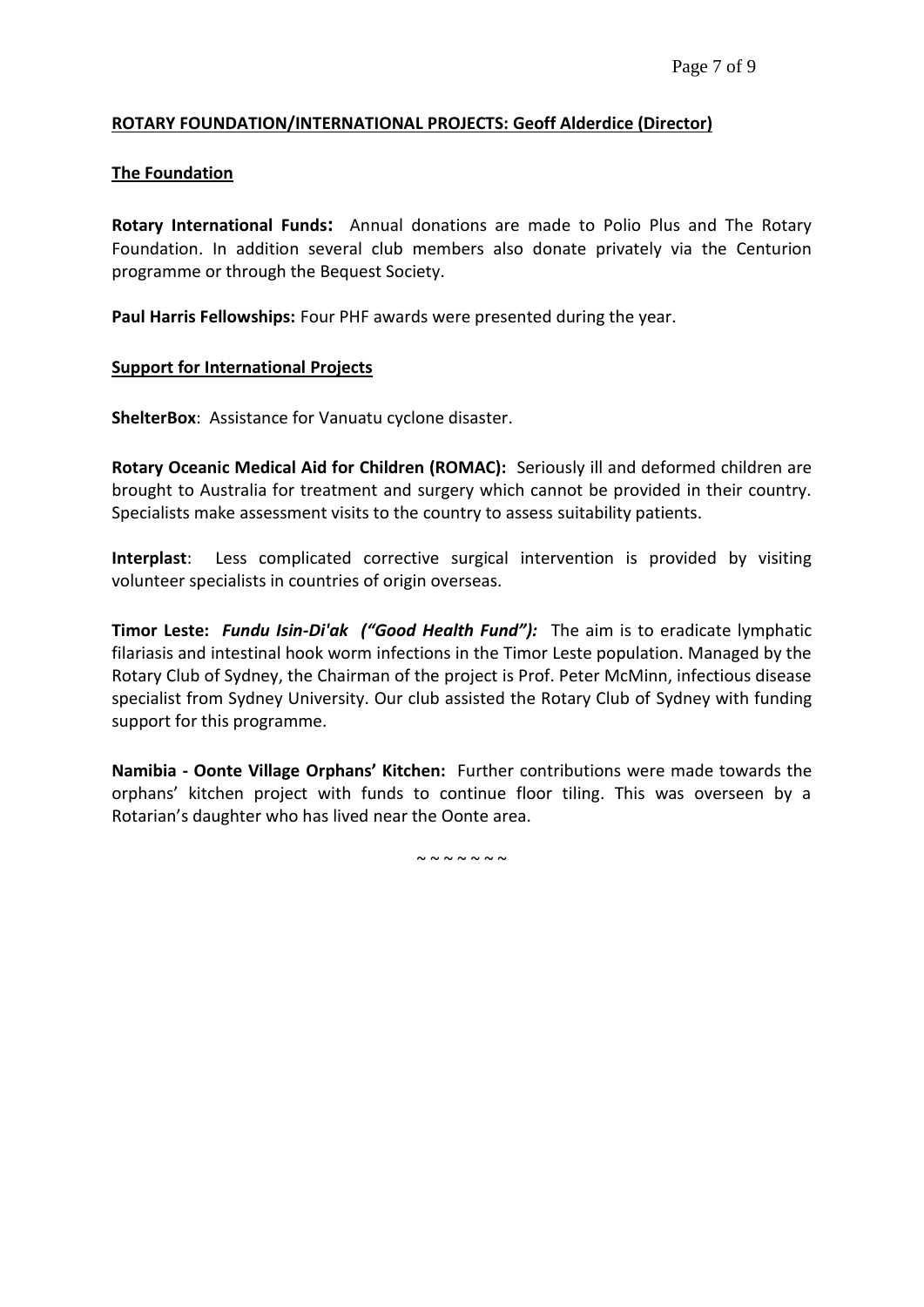## ROTARY FOUNDATION/INTERNATIONAL PROJECTS: Geoff Alderdice (Director)

### The Foundation

**Rotary International Funds:** Annual donations are made to Polio Plus and The Rotary Foundation. In addition several club members also donate privately via the Centurion programme or through the Bequest Society.

**Paul Harris Fellowships:** Four PHF awards were presented during the year.

### Support for International Projects

**ShelterBox**: Assistance for Vanuatu cyclone disaster.

**Rotary Oceanic Medical Aid for Children (ROMAC):** Seriously ill and deformed children are brought to Australia for treatment and surgery which cannot be provided in their country. Specialists make assessment visits to the country to assess suitability patients.

**Interplast**: Less complicated corrective surgical intervention is provided by visiting volunteer specialists in countries of origin overseas.

**Timor Leste:** ***Fundu Isin-Di'ak ("Good Health Fund"):*** The aim is to eradicate lymphatic filariasis and intestinal hook worm infections in the Timor Leste population. Managed by the Rotary Club of Sydney, the Chairman of the project is Prof. Peter McMinn, infectious disease specialist from Sydney University. Our club assisted the Rotary Club of Sydney with funding support for this programme.

**Namibia - Oonte Village Orphans' Kitchen:** Further contributions were made towards the orphans' kitchen project with funds to continue floor tiling. This was overseen by a Rotarian's daughter who has lived near the Oonte area.

~ ~ ~ ~ ~ ~ ~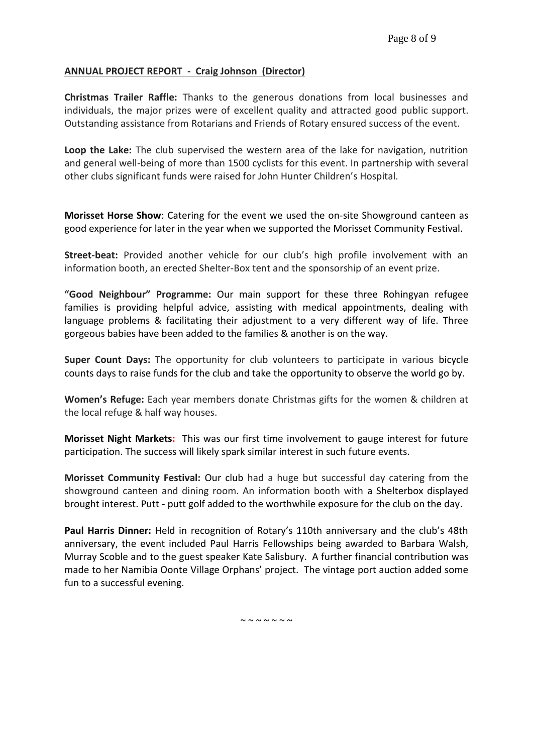**ANNUAL PROJECT REPORT - Craig Johnson (Director)**

**Christmas Trailer Raffle:** Thanks to the generous donations from local businesses and individuals, the major prizes were of excellent quality and attracted good public support. Outstanding assistance from Rotarians and Friends of Rotary ensured success of the event.

**Loop the Lake:** The club supervised the western area of the lake for navigation, nutrition and general well-being of more than 1500 cyclists for this event. In partnership with several other clubs significant funds were raised for John Hunter Children's Hospital.

**Morisset Horse Show**: Catering for the event we used the on-site Showground canteen as good experience for later in the year when we supported the Morisset Community Festival.

**Street-beat:** Provided another vehicle for our club's high profile involvement with an information booth, an erected Shelter-Box tent and the sponsorship of an event prize.

**"Good Neighbour" Programme:** Our main support for these three Rohingyan refugee families is providing helpful advice, assisting with medical appointments, dealing with language problems & facilitating their adjustment to a very different way of life. Three gorgeous babies have been added to the families & another is on the way.

**Super Count Days:** The opportunity for club volunteers to participate in various bicycle counts days to raise funds for the club and take the opportunity to observe the world go by.

**Women's Refuge:** Each year members donate Christmas gifts for the women & children at the local refuge & half way houses.

**Morisset Night Markets:** This was our first time involvement to gauge interest for future participation. The success will likely spark similar interest in such future events.

**Morisset Community Festival:** Our club had a huge but successful day catering from the showground canteen and dining room. An information booth with a Shelterbox displayed brought interest. Putt - putt golf added to the worthwhile exposure for the club on the day.

**Paul Harris Dinner:** Held in recognition of Rotary's 110th anniversary and the club's 48th anniversary, the event included Paul Harris Fellowships being awarded to Barbara Walsh, Murray Scoble and to the guest speaker Kate Salisbury. A further financial contribution was made to her Namibia Oonte Village Orphans' project. The vintage port auction added some fun to a successful evening.

~ ~ ~ ~ ~ ~ ~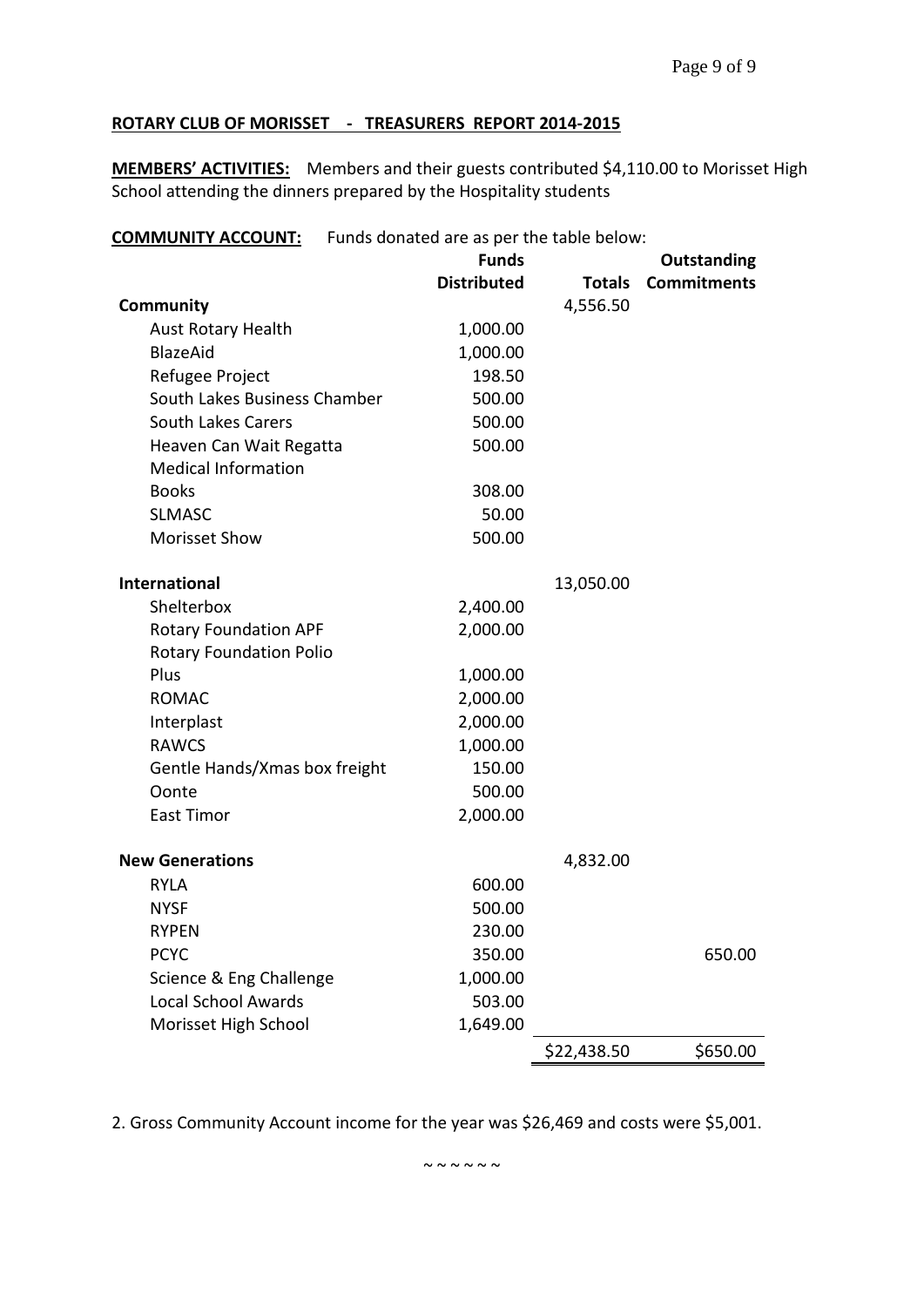**ROTARY CLUB OF MORISSET - TREASURERS REPORT 2014-2015**

**MEMBERS' ACTIVITIES:** Members and their guests contributed $4,110.00 to Morisset High School attending the dinners prepared by the Hospitality students

**COMMUNITY ACCOUNT:** Funds donated are as per the table below:

| | Funds Distributed | Totals | Outstanding Commitments |
|---|---|---|---|
| **Community** | | 4,556.50 | |
| Aust Rotary Health | 1,000.00 | | |
| BlazeAid | 1,000.00 | | |
| Refugee Project | 198.50 | | |
| South Lakes Business Chamber | 500.00 | | |
| South Lakes Carers | 500.00 | | |
| Heaven Can Wait Regatta | 500.00 | | |
| Medical Information Books | 308.00 | | |
| SLMASC | 50.00 | | |
| Morisset Show | 500.00 | | |
| **International** | | 13,050.00 | |
| Shelterbox | 2,400.00 | | |
| Rotary Foundation APF | 2,000.00 | | |
| Rotary Foundation Polio Plus | 1,000.00 | | |
| ROMAC | 2,000.00 | | |
| Interplast | 2,000.00 | | |
| RAWCS | 1,000.00 | | |
| Gentle Hands/Xmas box freight | 150.00 | | |
| Oonte | 500.00 | | |
| East Timor | 2,000.00 | | |
| **New Generations** | | 4,832.00 | |
| RYLA | 600.00 | | |
| NYSF | 500.00 | | |
| RYPEN | 230.00 | | |
| PCYC | 350.00 | | 650.00 |
| Science & Eng Challenge | 1,000.00 | | |
| Local School Awards | 503.00 | | |
| Morisset High School | 1,649.00 | | |
| | | $22,438.50 | $650.00 |

2. Gross Community Account income for the year was $26,469 and costs were $5,001.

~ ~ ~ ~ ~ ~